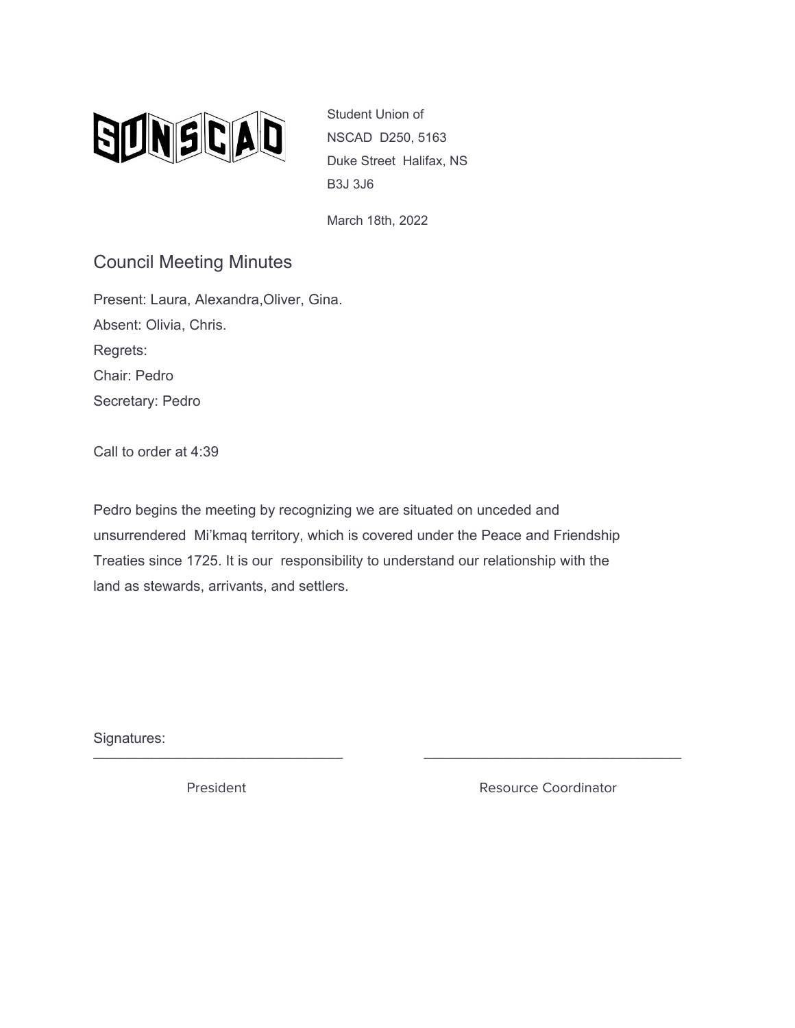SUNSCAD

Student Union of
NSCAD D250, 5163
Duke Street Halifax, NS
B3J 3J6

March 18th, 2022

# Council Meeting Minutes

Present: Laura, Alexandra,Oliver, Gina.
Absent: Olivia, Chris.
Regrets:
Chair: Pedro
Secretary: Pedro

Call to order at 4:39

Pedro begins the meeting by recognizing we are situated on unceded and unsurrendered Mi'kmaq territory, which is covered under the Peace and Friendship Treaties since 1725. It is our responsibility to understand our relationship with the land as stewards, arrivants, and settlers.

Signatures:

_______________________________ President

_______________________________ Resource Coordinator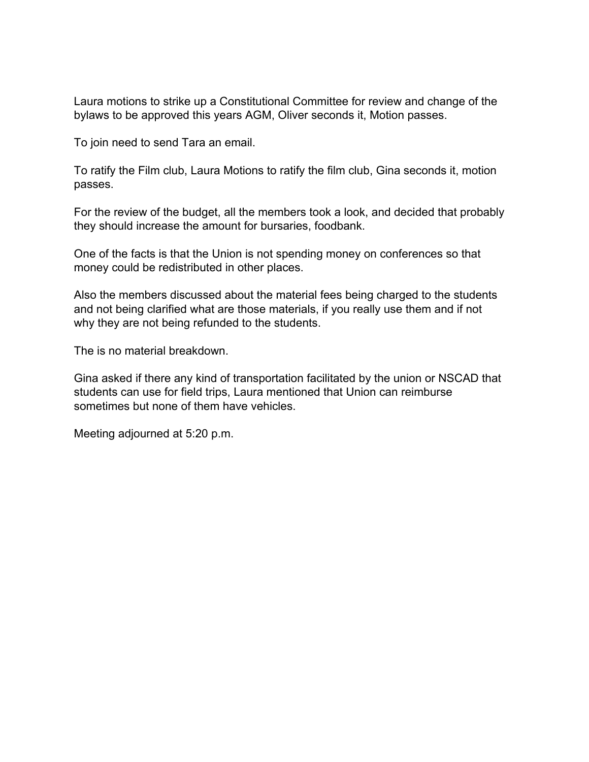Laura motions to strike up a Constitutional Committee for review and change of the bylaws to be approved this years AGM, Oliver seconds it, Motion passes.

To join need to send Tara an email.

To ratify the Film club, Laura Motions to ratify the film club, Gina seconds it, motion passes.

For the review of the budget, all the members took a look, and decided that probably they should increase the amount for bursaries, foodbank.

One of the facts is that the Union is not spending money on conferences so that money could be redistributed in other places.

Also the members discussed about the material fees being charged to the students and not being clarified what are those materials, if you really use them and if not why they are not being refunded to the students.

The is no material breakdown.

Gina asked if there any kind of transportation facilitated by the union or NSCAD that students can use for field trips, Laura mentioned that Union can reimburse sometimes but none of them have vehicles.

Meeting adjourned at 5:20 p.m.